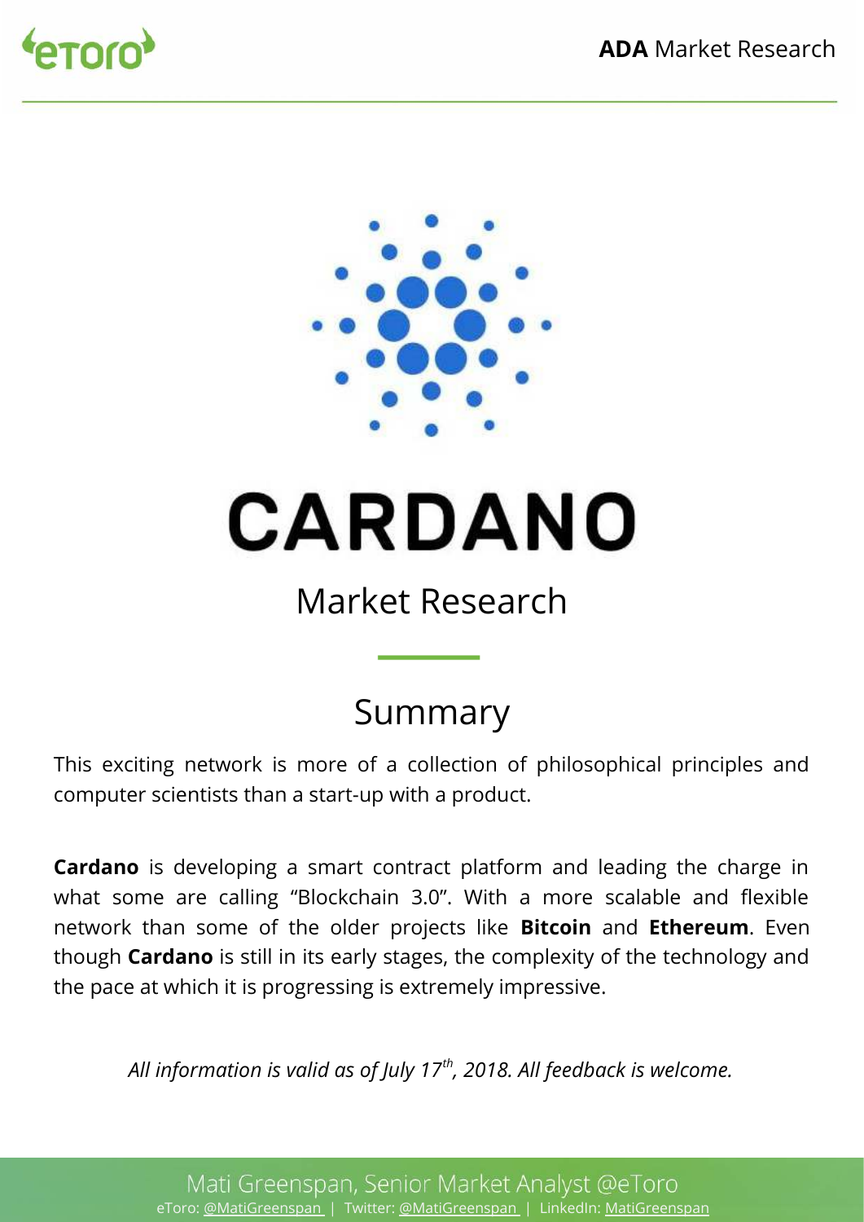# CARDANO

## Market Research

## Summary

This exciting network is more of a collection of philosophical principles and computer scientists than a start-up with a product.

**Cardano** is developing a smart contract platform and leading the charge in what some are calling "Blockchain 3.0". With a more scalable and flexible network than some of the older projects like **Bitcoin** and **Ethereum**. Even though **Cardano** is still in its early stages, the complexity of the technology and the pace at which it is progressing is extremely impressive.

*All information is valid as of July 17th, 2018. All feedback is welcome.*

Mati Greenspan, Senior Market Analyst @eToro

eToro: @MatiGreenspan | Twitter: @MatiGreenspan | LinkedIn: MatiGreenspan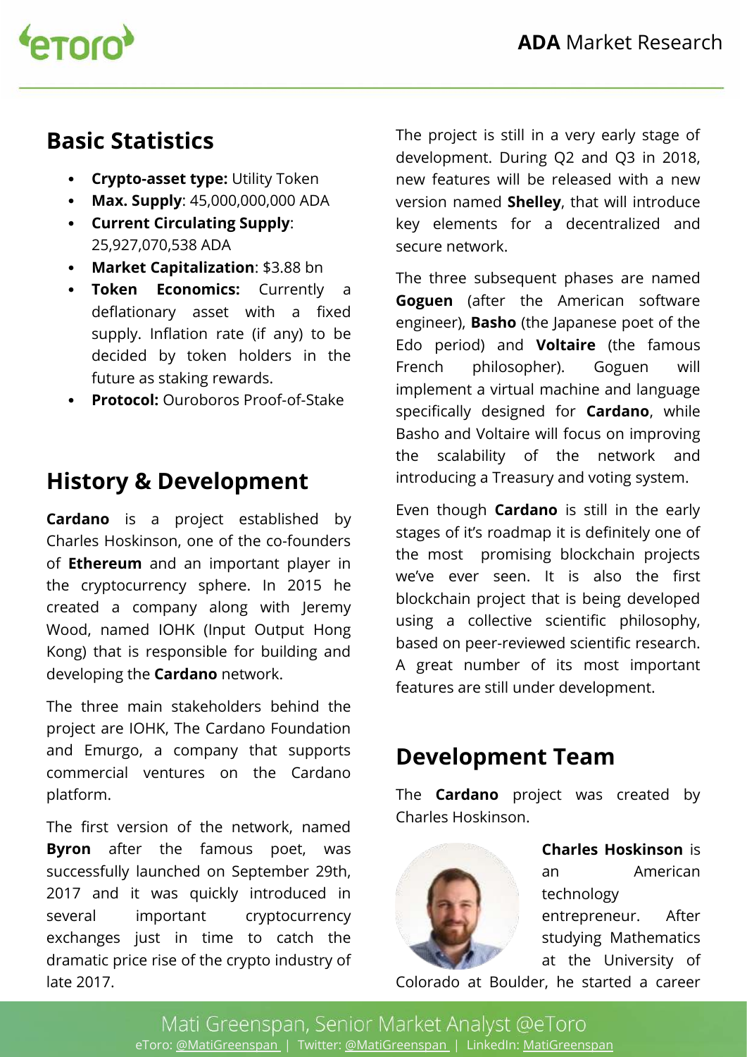## Basic Statistics

- **Crypto-asset type:** Utility Token
- **Max. Supply**: 45,000,000,000 ADA
- **Current Circulating Supply**: 25,927,070,538 ADA
- **Market Capitalization**: $3.88 bn
- **Token Economics:** Currently a deflationary asset with a fixed supply. Inflation rate (if any) to be decided by token holders in the future as staking rewards.
- **Protocol:** Ouroboros Proof-of-Stake

## History & Development

**Cardano** is a project established by Charles Hoskinson, one of the co-founders of **Ethereum** and an important player in the cryptocurrency sphere. In 2015 he created a company along with Jeremy Wood, named IOHK (Input Output Hong Kong) that is responsible for building and developing the **Cardano** network.

The three main stakeholders behind the project are IOHK, The Cardano Foundation and Emurgo, a company that supports commercial ventures on the Cardano platform.

The first version of the network, named **Byron** after the famous poet, was successfully launched on September 29th, 2017 and it was quickly introduced in several important cryptocurrency exchanges just in time to catch the dramatic price rise of the crypto industry of late 2017.

The project is still in a very early stage of development. During Q2 and Q3 in 2018, new features will be released with a new version named **Shelley**, that will introduce key elements for a decentralized and secure network.

The three subsequent phases are named **Goguen** (after the American software engineer), **Basho** (the Japanese poet of the Edo period) and **Voltaire** (the famous French philosopher). Goguen will implement a virtual machine and language specifically designed for **Cardano**, while Basho and Voltaire will focus on improving the scalability of the network and introducing a Treasury and voting system.

Even though **Cardano** is still in the early stages of it's roadmap it is definitely one of the most promising blockchain projects we've ever seen. It is also the first blockchain project that is being developed using a collective scientific philosophy, based on peer-reviewed scientific research. A great number of its most important features are still under development.

## Development Team

The **Cardano** project was created by Charles Hoskinson.

**Charles Hoskinson** is an American technology entrepreneur. After studying Mathematics at the University of Colorado at Boulder, he started a career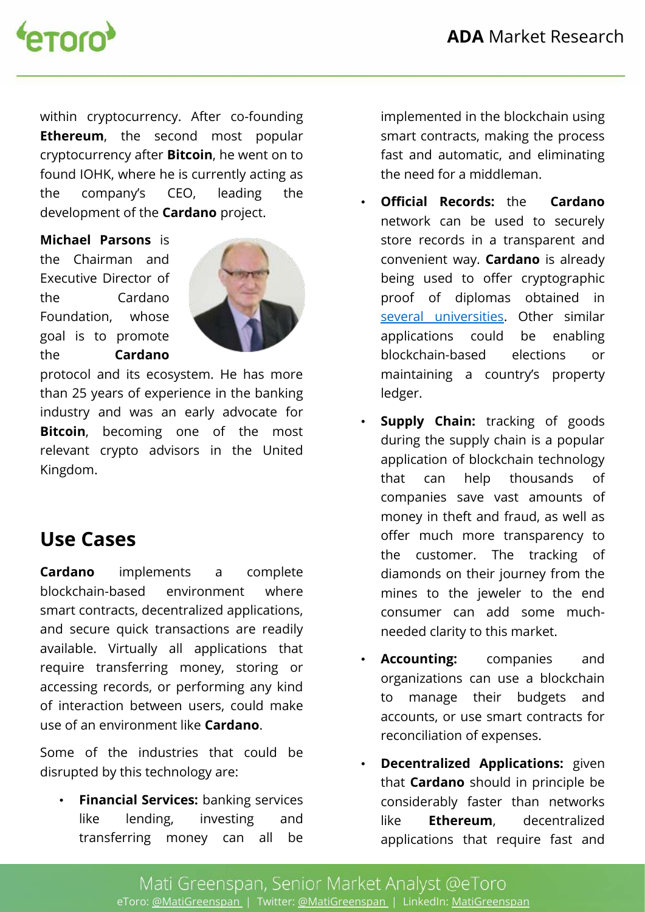within cryptocurrency. After co-founding **Ethereum**, the second most popular cryptocurrency after **Bitcoin**, he went on to found IOHK, where he is currently acting as the company's CEO, leading the development of the **Cardano** project.

**Michael Parsons** is the Chairman and Executive Director of the Cardano Foundation, whose goal is to promote the **Cardano** protocol and its ecosystem. He has more than 25 years of experience in the banking industry and was an early advocate for **Bitcoin**, becoming one of the most relevant crypto advisors in the United Kingdom.

## Use Cases

**Cardano** implements a complete blockchain-based environment where smart contracts, decentralized applications, and secure quick transactions are readily available. Virtually all applications that require transferring money, storing or accessing records, or performing any kind of interaction between users, could make use of an environment like **Cardano**.

Some of the industries that could be disrupted by this technology are:

- **Financial Services:** banking services like lending, investing and transferring money can all be implemented in the blockchain using smart contracts, making the process fast and automatic, and eliminating the need for a middleman.
- **Official Records:** the **Cardano** network can be used to securely store records in a transparent and convenient way. **Cardano** is already being used to offer cryptographic proof of diplomas obtained in several universities. Other similar applications could be enabling blockchain-based elections or maintaining a country's property ledger.
- **Supply Chain:** tracking of goods during the supply chain is a popular application of blockchain technology that can help thousands of companies save vast amounts of money in theft and fraud, as well as offer much more transparency to the customer. The tracking of diamonds on their journey from the mines to the jeweler to the end consumer can add some much-needed clarity to this market.
- **Accounting:** companies and organizations can use a blockchain to manage their budgets and accounts, or use smart contracts for reconciliation of expenses.
- **Decentralized Applications:** given that **Cardano** should in principle be considerably faster than networks like **Ethereum**, decentralized applications that require fast and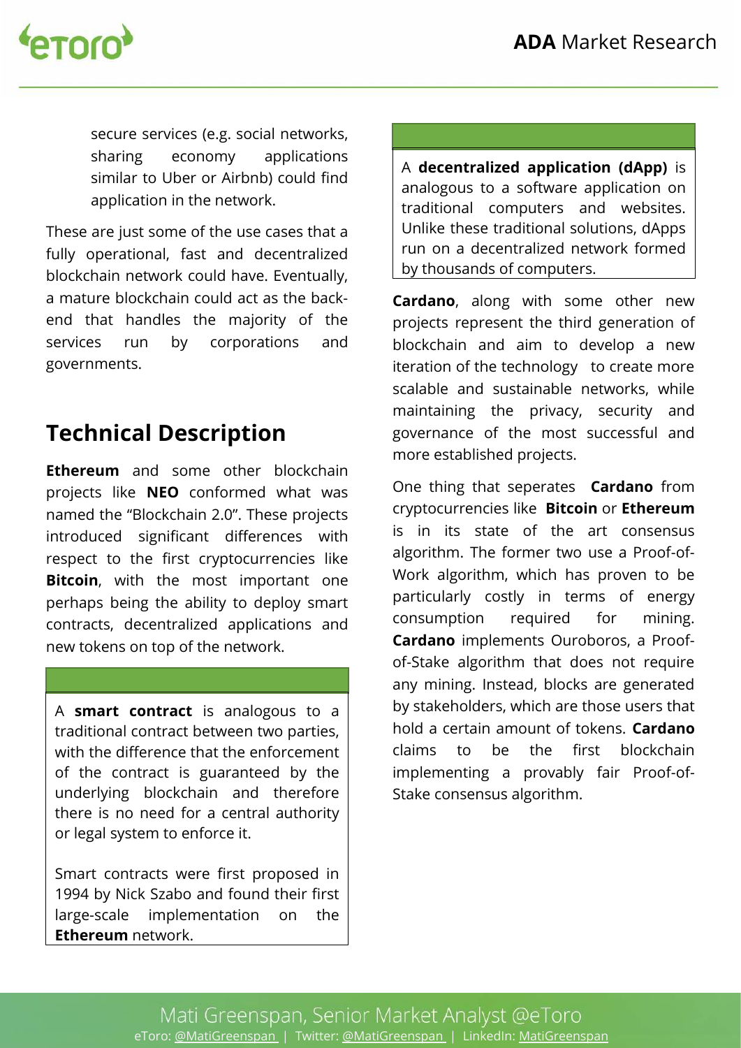secure services (e.g. social networks, sharing economy applications similar to Uber or Airbnb) could find application in the network.

These are just some of the use cases that a fully operational, fast and decentralized blockchain network could have. Eventually, a mature blockchain could act as the back-end that handles the majority of the services run by corporations and governments.

## Technical Description

**Ethereum** and some other blockchain projects like **NEO** conformed what was named the "Blockchain 2.0". These projects introduced significant differences with respect to the first cryptocurrencies like **Bitcoin**, with the most important one perhaps being the ability to deploy smart contracts, decentralized applications and new tokens on top of the network.

> A **smart contract** is analogous to a traditional contract between two parties, with the difference that the enforcement of the contract is guaranteed by the underlying blockchain and therefore there is no need for a central authority or legal system to enforce it.
>
> Smart contracts were first proposed in 1994 by Nick Szabo and found their first large-scale implementation on the **Ethereum** network.

> A **decentralized application (dApp)** is analogous to a software application on traditional computers and websites. Unlike these traditional solutions, dApps run on a decentralized network formed by thousands of computers.

**Cardano**, along with some other new projects represent the third generation of blockchain and aim to develop a new iteration of the technology to create more scalable and sustainable networks, while maintaining the privacy, security and governance of the most successful and more established projects.

One thing that seperates **Cardano** from cryptocurrencies like **Bitcoin** or **Ethereum** is in its state of the art consensus algorithm. The former two use a Proof-of-Work algorithm, which has proven to be particularly costly in terms of energy consumption required for mining. **Cardano** implements Ouroboros, a Proof-of-Stake algorithm that does not require any mining. Instead, blocks are generated by stakeholders, which are those users that hold a certain amount of tokens. **Cardano** claims to be the first blockchain implementing a provably fair Proof-of-Stake consensus algorithm.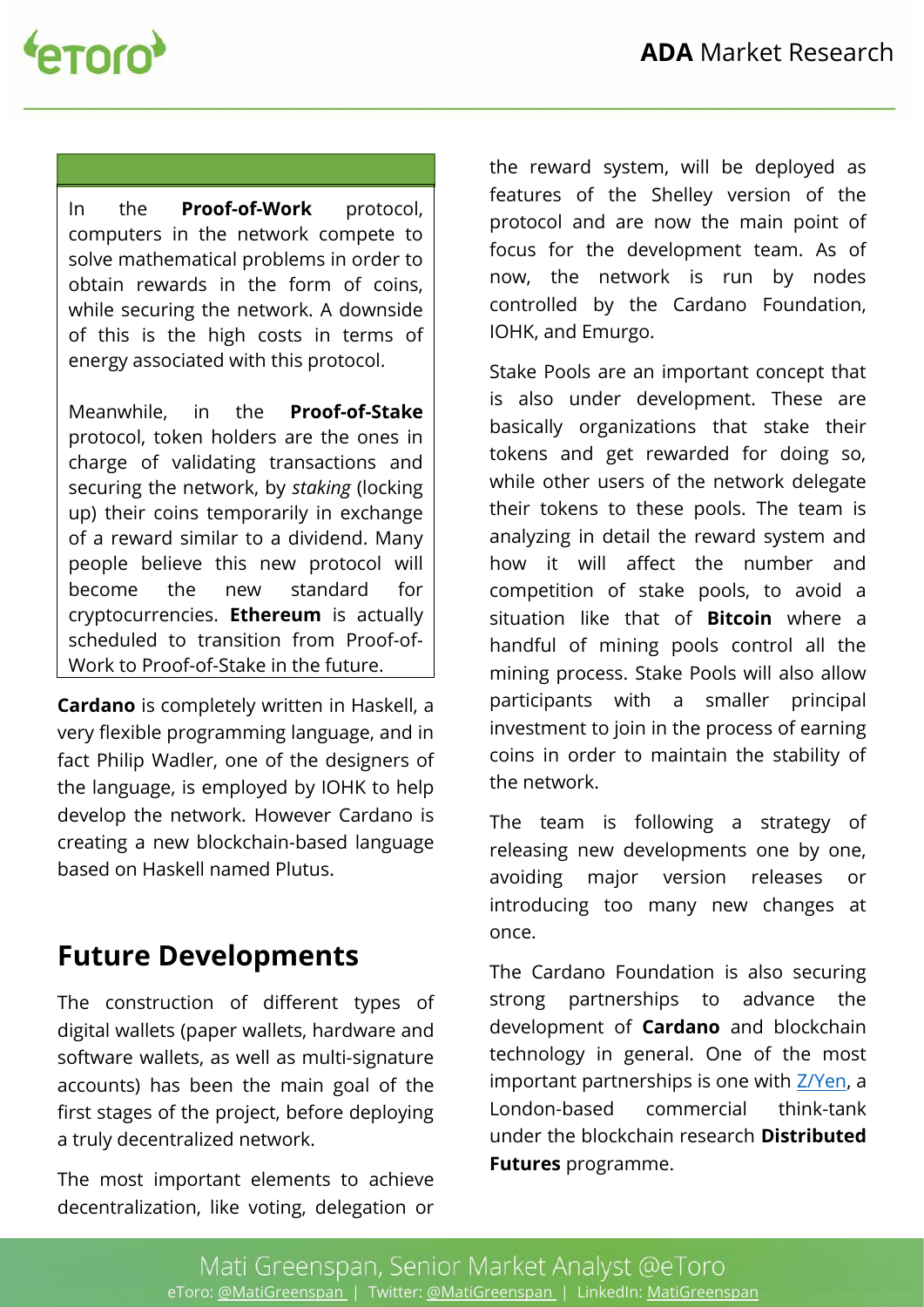In the **Proof-of-Work** protocol, computers in the network compete to solve mathematical problems in order to obtain rewards in the form of coins, while securing the network. A downside of this is the high costs in terms of energy associated with this protocol.

Meanwhile, in the **Proof-of-Stake** protocol, token holders are the ones in charge of validating transactions and securing the network, by *staking* (locking up) their coins temporarily in exchange of a reward similar to a dividend. Many people believe this new protocol will become the new standard for cryptocurrencies. **Ethereum** is actually scheduled to transition from Proof-of-Work to Proof-of-Stake in the future.

**Cardano** is completely written in Haskell, a very flexible programming language, and in fact Philip Wadler, one of the designers of the language, is employed by IOHK to help develop the network. However Cardano is creating a new blockchain-based language based on Haskell named Plutus.

## Future Developments

The construction of different types of digital wallets (paper wallets, hardware and software wallets, as well as multi-signature accounts) has been the main goal of the first stages of the project, before deploying a truly decentralized network.

The most important elements to achieve decentralization, like voting, delegation or the reward system, will be deployed as features of the Shelley version of the protocol and are now the main point of focus for the development team. As of now, the network is run by nodes controlled by the Cardano Foundation, IOHK, and Emurgo.

Stake Pools are an important concept that is also under development. These are basically organizations that stake their tokens and get rewarded for doing so, while other users of the network delegate their tokens to these pools. The team is analyzing in detail the reward system and how it will affect the number and competition of stake pools, to avoid a situation like that of **Bitcoin** where a handful of mining pools control all the mining process. Stake Pools will also allow participants with a smaller principal investment to join in the process of earning coins in order to maintain the stability of the network.

The team is following a strategy of releasing new developments one by one, avoiding major version releases or introducing too many new changes at once.

The Cardano Foundation is also securing strong partnerships to advance the development of **Cardano** and blockchain technology in general. One of the most important partnerships is one with Z/Yen, a London-based commercial think-tank under the blockchain research **Distributed Futures** programme.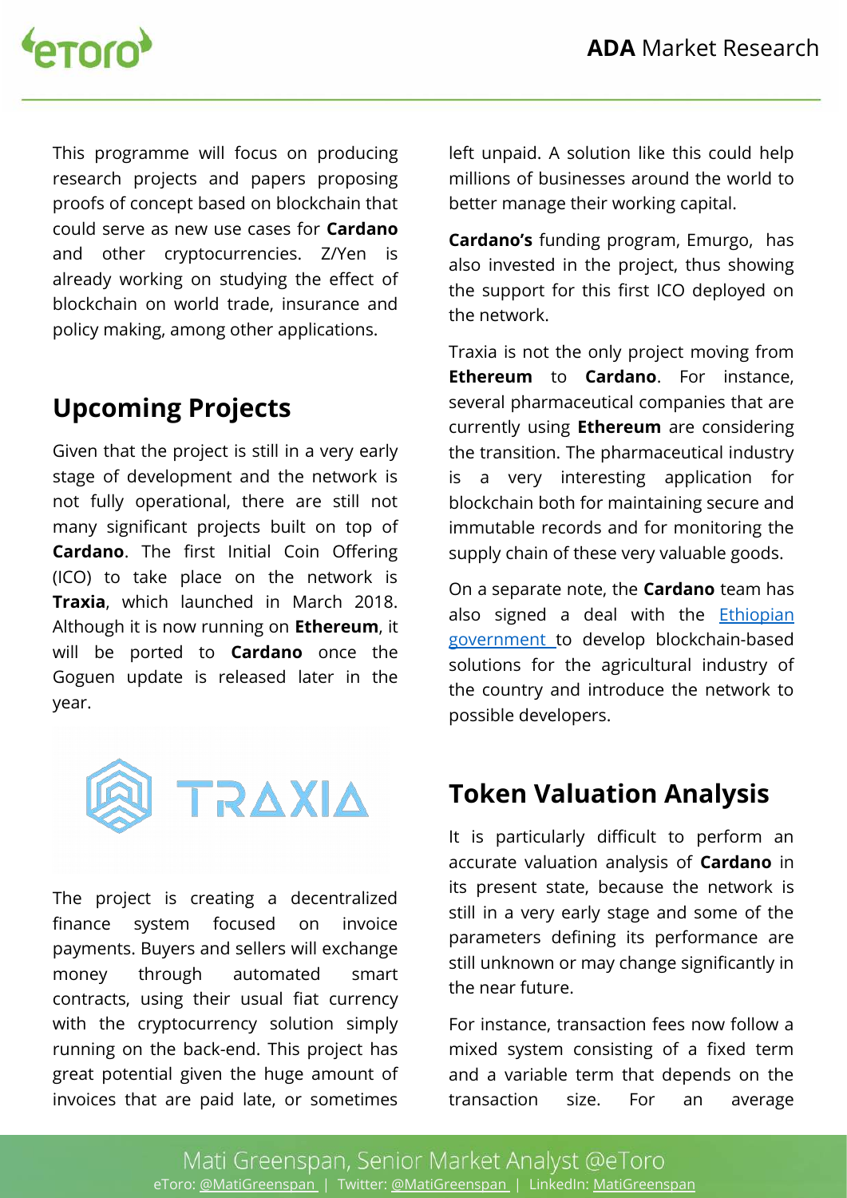This programme will focus on producing research projects and papers proposing proofs of concept based on blockchain that could serve as new use cases for **Cardano** and other cryptocurrencies. Z/Yen is already working on studying the effect of blockchain on world trade, insurance and policy making, among other applications.

## Upcoming Projects

Given that the project is still in a very early stage of development and the network is not fully operational, there are still not many significant projects built on top of **Cardano**. The first Initial Coin Offering (ICO) to take place on the network is **Traxia**, which launched in March 2018. Although it is now running on **Ethereum**, it will be ported to **Cardano** once the Goguen update is released later in the year.

The project is creating a decentralized finance system focused on invoice payments. Buyers and sellers will exchange money through automated smart contracts, using their usual fiat currency with the cryptocurrency solution simply running on the back-end. This project has great potential given the huge amount of invoices that are paid late, or sometimes left unpaid. A solution like this could help millions of businesses around the world to better manage their working capital.

**Cardano's** funding program, Emurgo, has also invested in the project, thus showing the support for this first ICO deployed on the network.

Traxia is not the only project moving from **Ethereum** to **Cardano**. For instance, several pharmaceutical companies that are currently using **Ethereum** are considering the transition. The pharmaceutical industry is a very interesting application for blockchain both for maintaining secure and immutable records and for monitoring the supply chain of these very valuable goods.

On a separate note, the **Cardano** team has also signed a deal with the Ethiopian government to develop blockchain-based solutions for the agricultural industry of the country and introduce the network to possible developers.

## Token Valuation Analysis

It is particularly difficult to perform an accurate valuation analysis of **Cardano** in its present state, because the network is still in a very early stage and some of the parameters defining its performance are still unknown or may change significantly in the near future.

For instance, transaction fees now follow a mixed system consisting of a fixed term and a variable term that depends on the transaction size. For an average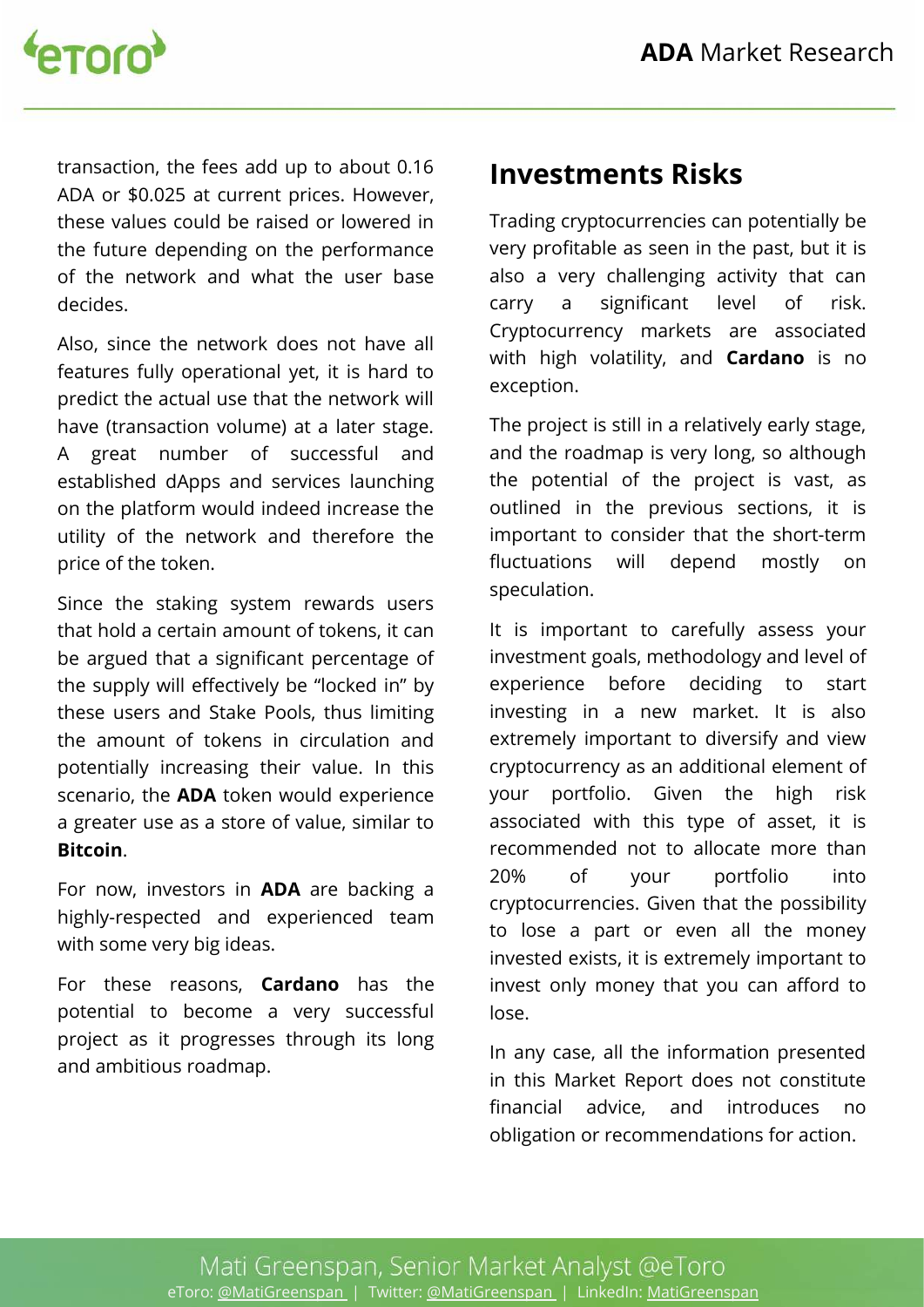transaction, the fees add up to about 0.16 ADA or $0.025 at current prices. However, these values could be raised or lowered in the future depending on the performance of the network and what the user base decides.

Also, since the network does not have all features fully operational yet, it is hard to predict the actual use that the network will have (transaction volume) at a later stage. A great number of successful and established dApps and services launching on the platform would indeed increase the utility of the network and therefore the price of the token.

Since the staking system rewards users that hold a certain amount of tokens, it can be argued that a significant percentage of the supply will effectively be "locked in" by these users and Stake Pools, thus limiting the amount of tokens in circulation and potentially increasing their value. In this scenario, the **ADA** token would experience a greater use as a store of value, similar to **Bitcoin**.

For now, investors in **ADA** are backing a highly-respected and experienced team with some very big ideas.

For these reasons, **Cardano** has the potential to become a very successful project as it progresses through its long and ambitious roadmap.

## Investments Risks

Trading cryptocurrencies can potentially be very profitable as seen in the past, but it is also a very challenging activity that can carry a significant level of risk. Cryptocurrency markets are associated with high volatility, and **Cardano** is no exception.

The project is still in a relatively early stage, and the roadmap is very long, so although the potential of the project is vast, as outlined in the previous sections, it is important to consider that the short-term fluctuations will depend mostly on speculation.

It is important to carefully assess your investment goals, methodology and level of experience before deciding to start investing in a new market. It is also extremely important to diversify and view cryptocurrency as an additional element of your portfolio. Given the high risk associated with this type of asset, it is recommended not to allocate more than 20% of your portfolio into cryptocurrencies. Given that the possibility to lose a part or even all the money invested exists, it is extremely important to invest only money that you can afford to lose.

In any case, all the information presented in this Market Report does not constitute financial advice, and introduces no obligation or recommendations for action.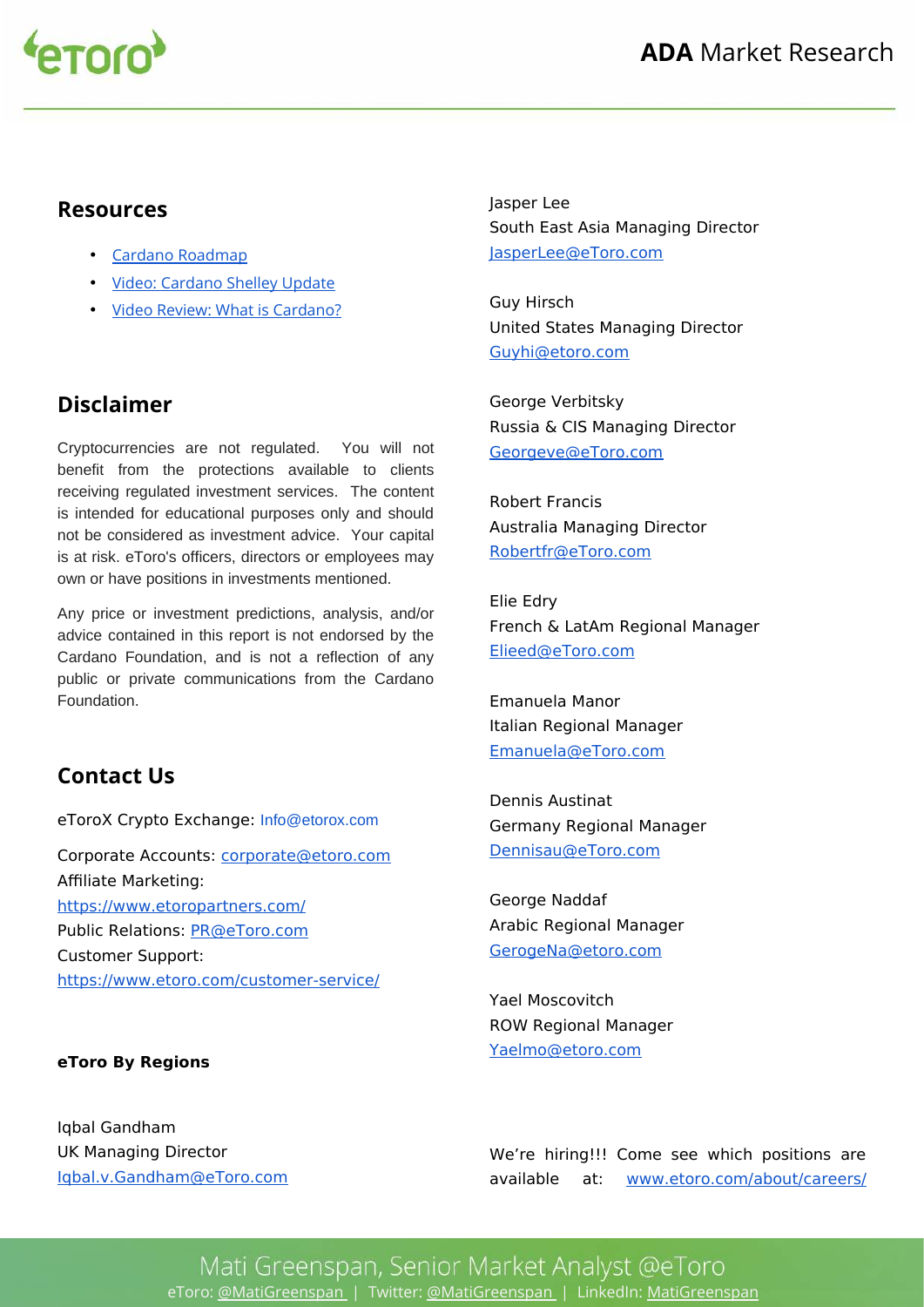## Resources

- Cardano Roadmap
- Video: Cardano Shelley Update
- Video Review: What is Cardano?

## Disclaimer

Cryptocurrencies are not regulated. You will not benefit from the protections available to clients receiving regulated investment services. The content is intended for educational purposes only and should not be considered as investment advice. Your capital is at risk. eToro's officers, directors or employees may own or have positions in investments mentioned.

Any price or investment predictions, analysis, and/or advice contained in this report is not endorsed by the Cardano Foundation, and is not a reflection of any public or private communications from the Cardano Foundation.

## Contact Us

eToroX Crypto Exchange: Info@etorox.com

Corporate Accounts: corporate@etoro.com
Affiliate Marketing: https://www.etoropartners.com/
Public Relations: PR@eToro.com
Customer Support: https://www.etoro.com/customer-service/

**eToro By Regions**

Iqbal Gandham
UK Managing Director
Iqbal.v.Gandham@eToro.com

Jasper Lee
South East Asia Managing Director
JasperLee@eToro.com

Guy Hirsch
United States Managing Director
Guyhi@etoro.com

George Verbitsky
Russia & CIS Managing Director
Georgeve@eToro.com

Robert Francis
Australia Managing Director
Robertfr@eToro.com

Elie Edry
French & LatAm Regional Manager
Elieed@eToro.com

Emanuela Manor
Italian Regional Manager
Emanuela@eToro.com

Dennis Austinat
Germany Regional Manager
Dennisau@eToro.com

George Naddaf
Arabic Regional Manager
GerogeNa@etoro.com

Yael Moscovitch
ROW Regional Manager
Yaelmo@etoro.com

We're hiring!!! Come see which positions are available at: www.etoro.com/about/careers/